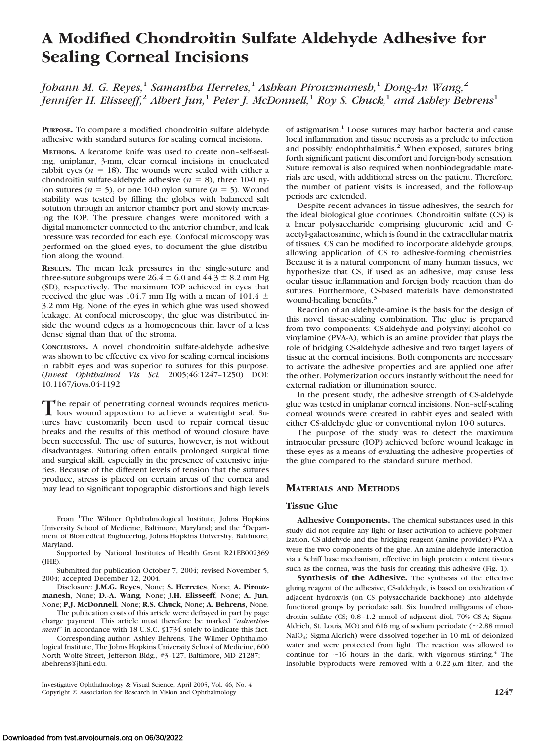# A Modified Chondroitin Sulfate Aldehyde Adhesive for Sealing Corneal Incisions

*Johann M. G. Reyes,*[1] *Samantha Herretes,*[1] *Ashkan Pirouzmanesh,*[1] *Dong-An Wang,*[2] *Jennifer H. Elisseeff,*[2] *Albert Jun,*[1] *Peter J. McDonnell,*[1] *Roy S. Chuck,*[1] *and Ashley Behrens*[1]

**PURPOSE.** To compare a modified chondroitin sulfate aldehyde adhesive with standard sutures for sealing corneal incisions.

**METHODS.** A keratome knife was used to create non–self-sealing, uniplanar, 3-mm, clear corneal incisions in enucleated rabbit eyes ($n = 18$). The wounds were sealed with either a chondroitin sulfate-aldehyde adhesive ($n = 8$), three 10-0 nylon sutures ($n = 5$), or one 10-0 nylon suture ($n = 5$). Wound stability was tested by filling the globes with balanced salt solution through an anterior chamber port and slowly increasing the IOP. The pressure changes were monitored with a digital manometer connected to the anterior chamber, and leak pressure was recorded for each eye. Confocal microscopy was performed on the glued eyes, to document the glue distribution along the wound.

**RESULTS.** The mean leak pressures in the single-suture and three-suture subgroups were $26.4 \pm 6.0$ and $44.3 \pm 8.2$ mm Hg (SD), respectively. The maximum IOP achieved in eyes that received the glue was 104.7 mm Hg with a mean of $101.4 \pm 3.2$ mm Hg. None of the eyes in which glue was used showed leakage. At confocal microscopy, the glue was distributed inside the wound edges as a homogeneous thin layer of a less dense signal than that of the stroma.

**CONCLUSIONS.** A novel chondroitin sulfate-aldehyde adhesive was shown to be effective ex vivo for sealing corneal incisions in rabbit eyes and was superior to sutures for this purpose. (*Invest Ophthalmol Vis Sci.* 2005;46:1247–1250) DOI: 10.1167/iovs.04-1192

The repair of penetrating corneal wounds requires meticulous wound apposition to achieve a watertight seal. Sutures have customarily been used to repair corneal tissue breaks and the results of this method of wound closure have been successful. The use of sutures, however, is not without disadvantages. Suturing often entails prolonged surgical time and surgical skill, especially in the presence of extensive injuries. Because of the different levels of tension that the sutures produce, stress is placed on certain areas of the cornea and may lead to significant topographic distortions and high levels of astigmatism.[1] Loose sutures may harbor bacteria and cause local inflammation and tissue necrosis as a prelude to infection and possibly endophthalmitis.[2] When exposed, sutures bring forth significant patient discomfort and foreign-body sensation. Suture removal is also required when nonbiodegradable materials are used, with additional stress on the patient. Therefore, the number of patient visits is increased, and the follow-up periods are extended.

Despite recent advances in tissue adhesives, the search for the ideal biological glue continues. Chondroitin sulfate (CS) is a linear polysaccharide comprising glucuronic acid and C-acetyl-galactosamine, which is found in the extracellular matrix of tissues. CS can be modified to incorporate aldehyde groups, allowing application of CS to adhesive-forming chemistries. Because it is a natural component of many human tissues, we hypothesize that CS, if used as an adhesive, may cause less ocular tissue inflammation and foreign body reaction than do sutures. Furthermore, CS-based materials have demonstrated wound-healing benefits.[3]

Reaction of an aldehyde-amine is the basis for the design of this novel tissue-sealing combination. The glue is prepared from two components: CS-aldehyde and polyvinyl alcohol co-vinylamine (PVA-A), which is an amine provider that plays the role of bridging CS-aldehyde adhesive and two target layers of tissue at the corneal incisions. Both components are necessary to activate the adhesive properties and are applied one after the other. Polymerization occurs instantly without the need for external radiation or illumination source.

In the present study, the adhesive strength of CS-aldehyde glue was tested in uniplanar corneal incisions. Non–self-sealing corneal wounds were created in rabbit eyes and sealed with either CS-aldehyde glue or conventional nylon 10-0 sutures.

The purpose of the study was to detect the maximum intraocular pressure (IOP) achieved before wound leakage in these eyes as a means of evaluating the adhesive properties of the glue compared to the standard suture method.

## MATERIALS AND METHODS

### Tissue Glue

**Adhesive Components.** The chemical substances used in this study did not require any light or laser activation to achieve polymerization. CS-aldehyde and the bridging reagent (amine provider) PVA-A were the two components of the glue. An amine-aldehyde interaction via a Schiff base mechanism, effective in high protein content tissues such as the cornea, was the basis for creating this adhesive (Fig. 1).

**Synthesis of the Adhesive.** The synthesis of the effective gluing reagent of the adhesive, CS-aldehyde, is based on oxidization of adjacent hydroxyls (on CS polysaccharide backbone) into aldehyde functional groups by periodate salt. Six hundred milligrams of chondroitin sulfate (CS; 0.8–1.2 mmol of adjacent diol, 70% CS-A; Sigma-Aldrich, St. Louis, MO) and 616 mg of sodium periodate (~2.88 mmol $NaIO_4$; Sigma-Aldrich) were dissolved together in 10 mL of deionized water and were protected from light. The reaction was allowed to continue for ~16 hours in the dark, with vigorous stirring.[4] The insoluble byproducts were removed with a 0.22-μm filter, and the

From [1]The Wilmer Ophthalmological Institute, Johns Hopkins University School of Medicine, Baltimore, Maryland; and the [2]Department of Biomedical Engineering, Johns Hopkins University, Baltimore, Maryland.

Supported by National Institutes of Health Grant R21EB002369 (JHE).

Submitted for publication October 7, 2004; revised November 5, 2004; accepted December 12, 2004.

Disclosure: **J.M.G. Reyes**, None; **S. Herretes**, None; **A. Pirouzmanesh**, None; **D.-A. Wang**, None; **J.H. Elisseeff**, None; **A. Jun**, None; **P.J. McDonnell**, None; **R.S. Chuck**, None; **A. Behrens**, None.

The publication costs of this article were defrayed in part by page charge payment. This article must therefore be marked "*advertisement*" in accordance with 18 U.S.C. §1734 solely to indicate this fact.

Corresponding author: Ashley Behrens, The Wilmer Ophthalmological Institute, The Johns Hopkins University School of Medicine, 600 North Wolfe Street, Jefferson Bldg., #3–127, Baltimore, MD 21287; abehrens@jhmi.edu.

Investigative Ophthalmology & Visual Science, April 2005, Vol. 46, No. 4
Copyright © Association for Research in Vision and Ophthalmology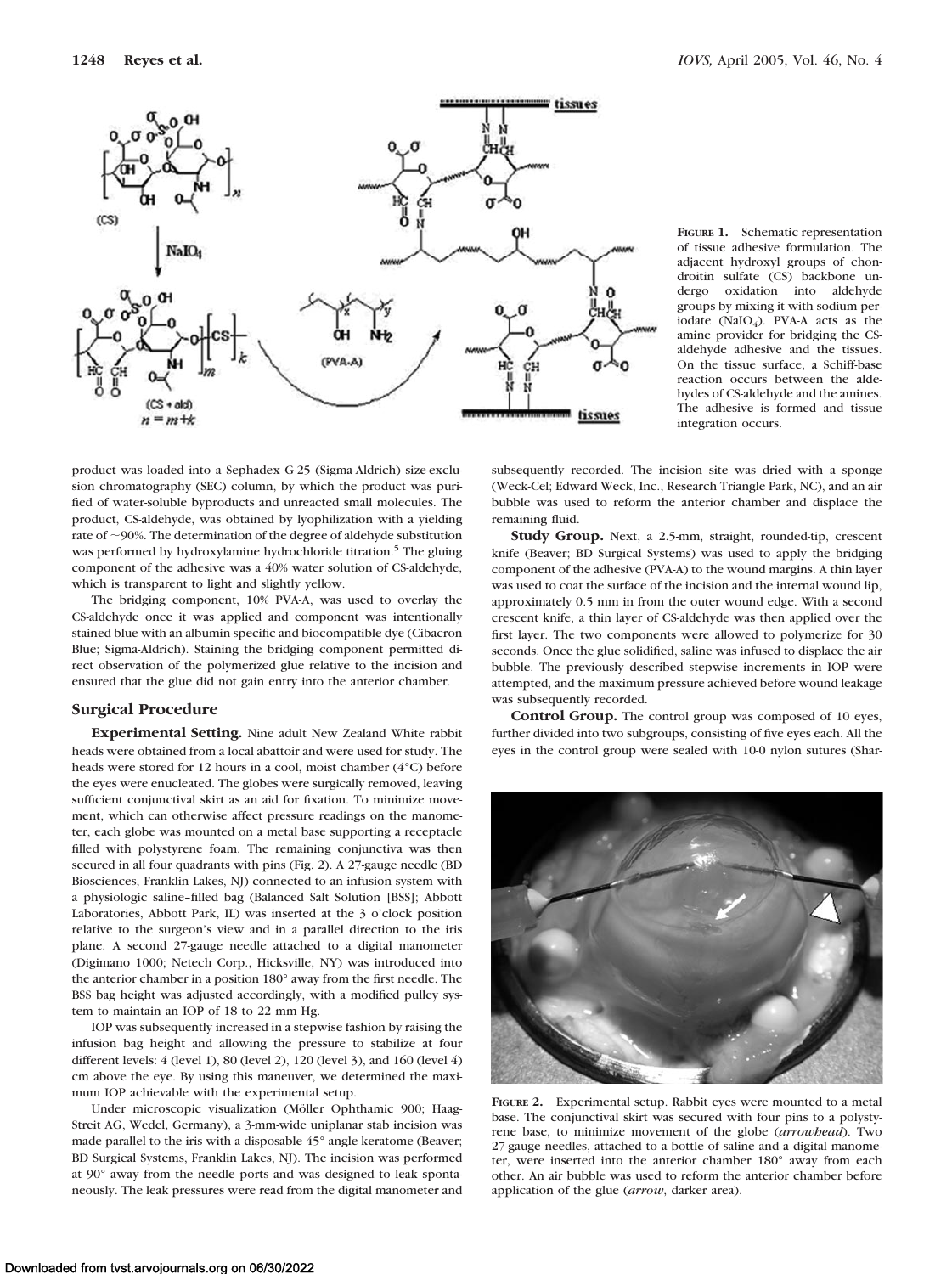**FIGURE 1.** Schematic representation of tissue adhesive formulation. The adjacent hydroxyl groups of chondroitin sulfate (CS) backbone undergo oxidation into aldehyde groups by mixing it with sodium periodate ($NaIO_4$). PVA-A acts as the amine provider for bridging the CS-aldehyde adhesive and the tissues. On the tissue surface, a Schiff-base reaction occurs between the aldehydes of CS-aldehyde and the amines. The adhesive is formed and tissue integration occurs.

product was loaded into a Sephadex G-25 (Sigma-Aldrich) size-exclusion chromatography (SEC) column, by which the product was purified of water-soluble byproducts and unreacted small molecules. The product, CS-aldehyde, was obtained by lyophilization with a yielding rate of ~90%. The determination of the degree of aldehyde substitution was performed by hydroxylamine hydrochloride titration.[5] The gluing component of the adhesive was a 40% water solution of CS-aldehyde, which is transparent to light and slightly yellow.

The bridging component, 10% PVA-A, was used to overlay the CS-aldehyde once it was applied and component was intentionally stained blue with an albumin-specific and biocompatible dye (Cibacron Blue; Sigma-Aldrich). Staining the bridging component permitted direct observation of the polymerized glue relative to the incision and ensured that the glue did not gain entry into the anterior chamber.

### Surgical Procedure

**Experimental Setting.** Nine adult New Zealand White rabbit heads were obtained from a local abattoir and were used for study. The heads were stored for 12 hours in a cool, moist chamber (4°C) before the eyes were enucleated. The globes were surgically removed, leaving sufficient conjunctival skirt as an aid for fixation. To minimize movement, which can otherwise affect pressure readings on the manometer, each globe was mounted on a metal base supporting a receptacle filled with polystyrene foam. The remaining conjunctiva was then secured in all four quadrants with pins (Fig. 2). A 27-gauge needle (BD Biosciences, Franklin Lakes, NJ) connected to an infusion system with a physiologic saline–filled bag (Balanced Salt Solution [BSS]; Abbott Laboratories, Abbott Park, IL) was inserted at the 3 o'clock position relative to the surgeon's view and in a parallel direction to the iris plane. A second 27-gauge needle attached to a digital manometer (Digimano 1000; Netech Corp., Hicksville, NY) was introduced into the anterior chamber in a position 180° away from the first needle. The BSS bag height was adjusted accordingly, with a modified pulley system to maintain an IOP of 18 to 22 mm Hg.

IOP was subsequently increased in a stepwise fashion by raising the infusion bag height and allowing the pressure to stabilize at four different levels: 4 (level 1), 80 (level 2), 120 (level 3), and 160 (level 4) cm above the eye. By using this maneuver, we determined the maximum IOP achievable with the experimental setup.

Under microscopic visualization (Möller Ophthamic 900; Haag-Streit AG, Wedel, Germany), a 3-mm-wide uniplanar stab incision was made parallel to the iris with a disposable 45° angle keratome (Beaver; BD Surgical Systems, Franklin Lakes, NJ). The incision was performed at 90° away from the needle ports and was designed to leak spontaneously. The leak pressures were read from the digital manometer and subsequently recorded. The incision site was dried with a sponge (Weck-Cel; Edward Weck, Inc., Research Triangle Park, NC), and an air bubble was used to reform the anterior chamber and displace the remaining fluid.

**Study Group.** Next, a 2.5-mm, straight, rounded-tip, crescent knife (Beaver; BD Surgical Systems) was used to apply the bridging component of the adhesive (PVA-A) to the wound margins. A thin layer was used to coat the surface of the incision and the internal wound lip, approximately 0.5 mm in from the outer wound edge. With a second crescent knife, a thin layer of CS-aldehyde was then applied over the first layer. The two components were allowed to polymerize for 30 seconds. Once the glue solidified, saline was infused to displace the air bubble. The previously described stepwise increments in IOP were attempted, and the maximum pressure achieved before wound leakage was subsequently recorded.

**Control Group.** The control group was composed of 10 eyes, further divided into two subgroups, consisting of five eyes each. All the eyes in the control group were sealed with 10-0 nylon sutures (Shar-

**FIGURE 2.** Experimental setup. Rabbit eyes were mounted to a metal base. The conjunctival skirt was secured with four pins to a polystyrene base, to minimize movement of the globe (*arrowhead*). Two 27-gauge needles, attached to a bottle of saline and a digital manometer, were inserted into the anterior chamber 180° away from each other. An air bubble was used to reform the anterior chamber before application of the glue (*arrow*, darker area).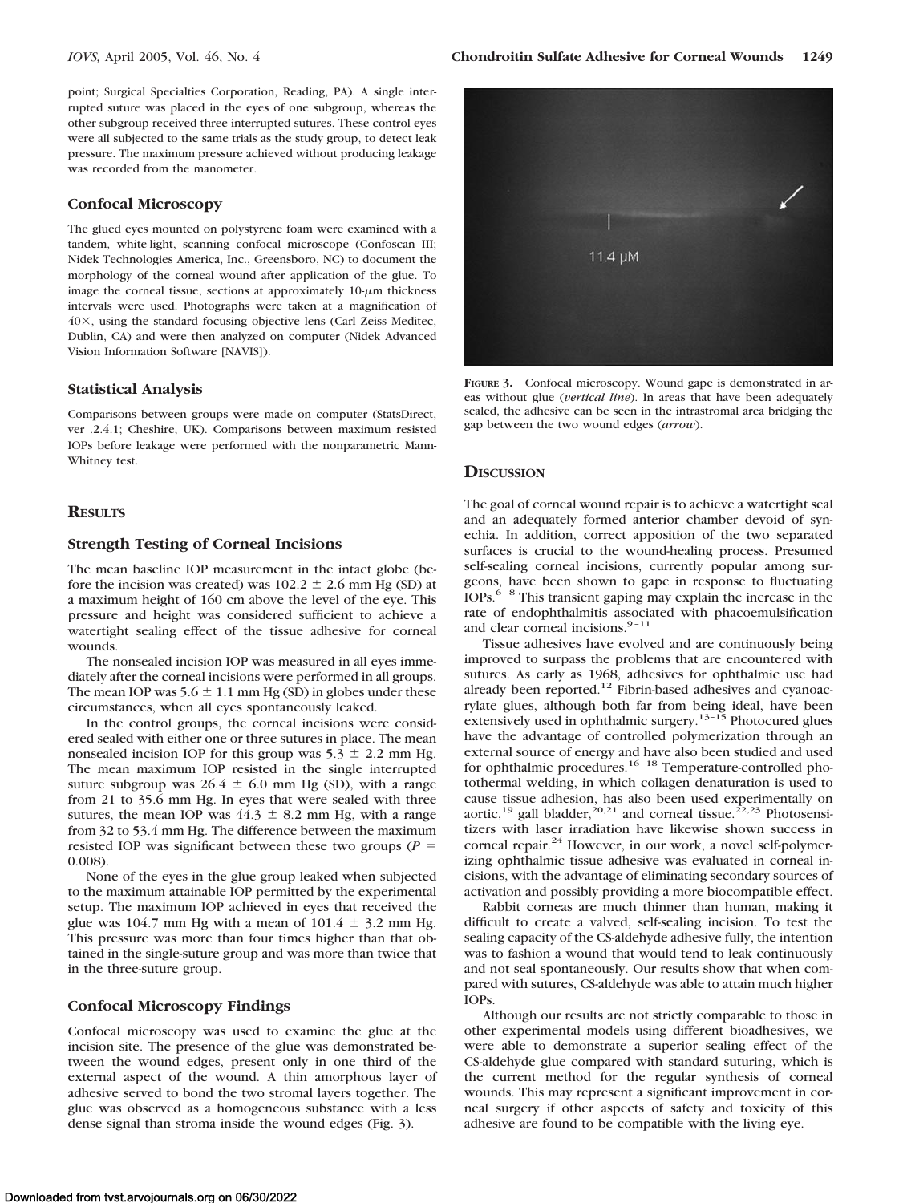point; Surgical Specialties Corporation, Reading, PA). A single interrupted suture was placed in the eyes of one subgroup, whereas the other subgroup received three interrupted sutures. These control eyes were all subjected to the same trials as the study group, to detect leak pressure. The maximum pressure achieved without producing leakage was recorded from the manometer.

### Confocal Microscopy

The glued eyes mounted on polystyrene foam were examined with a tandem, white-light, scanning confocal microscope (Confoscan III; Nidek Technologies America, Inc., Greensboro, NC) to document the morphology of the corneal wound after application of the glue. To image the corneal tissue, sections at approximately 10-$\mu$m thickness intervals were used. Photographs were taken at a magnification of 40×, using the standard focusing objective lens (Carl Zeiss Meditec, Dublin, CA) and were then analyzed on computer (Nidek Advanced Vision Information Software [NAVIS]).

### Statistical Analysis

Comparisons between groups were made on computer (StatsDirect, ver .2.4.1; Cheshire, UK). Comparisons between maximum resisted IOPs before leakage were performed with the nonparametric Mann-Whitney test.

## Results

### Strength Testing of Corneal Incisions

The mean baseline IOP measurement in the intact globe (before the incision was created) was 102.2 ± 2.6 mm Hg (SD) at a maximum height of 160 cm above the level of the eye. This pressure and height was considered sufficient to achieve a watertight sealing effect of the tissue adhesive for corneal wounds.

The nonsealed incision IOP was measured in all eyes immediately after the corneal incisions were performed in all groups. The mean IOP was 5.6 ± 1.1 mm Hg (SD) in globes under these circumstances, when all eyes spontaneously leaked.

In the control groups, the corneal incisions were considered sealed with either one or three sutures in place. The mean nonsealed incision IOP for this group was 5.3 ± 2.2 mm Hg. The mean maximum IOP resisted in the single interrupted suture subgroup was 26.4 ± 6.0 mm Hg (SD), with a range from 21 to 35.6 mm Hg. In eyes that were sealed with three sutures, the mean IOP was 44.3 ± 8.2 mm Hg, with a range from 32 to 53.4 mm Hg. The difference between the maximum resisted IOP was significant between these two groups ($P$ = 0.008).

None of the eyes in the glue group leaked when subjected to the maximum attainable IOP permitted by the experimental setup. The maximum IOP achieved in eyes that received the glue was 104.7 mm Hg with a mean of 101.4 ± 3.2 mm Hg. This pressure was more than four times higher than that obtained in the single-suture group and was more than twice that in the three-suture group.

### Confocal Microscopy Findings

Confocal microscopy was used to examine the glue at the incision site. The presence of the glue was demonstrated between the wound edges, present only in one third of the external aspect of the wound. A thin amorphous layer of adhesive served to bond the two stromal layers together. The glue was observed as a homogeneous substance with a less dense signal than stroma inside the wound edges (Fig. 3).

11.4 μM

**Figure 3.** Confocal microscopy. Wound gape is demonstrated in areas without glue (*vertical line*). In areas that have been adequately sealed, the adhesive can be seen in the intrastromal area bridging the gap between the two wound edges (*arrow*).

## Discussion

The goal of corneal wound repair is to achieve a watertight seal and an adequately formed anterior chamber devoid of synechia. In addition, correct apposition of the two separated surfaces is crucial to the wound-healing process. Presumed self-sealing corneal incisions, currently popular among surgeons, have been shown to gape in response to fluctuating IOPs.[6–8] This transient gaping may explain the increase in the rate of endophthalmitis associated with phacoemulsification and clear corneal incisions.[9–11]

Tissue adhesives have evolved and are continuously being improved to surpass the problems that are encountered with sutures. As early as 1968, adhesives for ophthalmic use had already been reported.[12] Fibrin-based adhesives and cyanoacrylate glues, although both far from being ideal, have been extensively used in ophthalmic surgery.[13–15] Photocured glues have the advantage of controlled polymerization through an external source of energy and have also been studied and used for ophthalmic procedures.[16–18] Temperature-controlled photothermal welding, in which collagen denaturation is used to cause tissue adhesion, has also been used experimentally on aortic,[19] gall bladder,[20,21] and corneal tissue.[22,23] Photosensitizers with laser irradiation have likewise shown success in corneal repair.[24] However, in our work, a novel self-polymerizing ophthalmic tissue adhesive was evaluated in corneal incisions, with the advantage of eliminating secondary sources of activation and possibly providing a more biocompatible effect.

Rabbit corneas are much thinner than human, making it difficult to create a valved, self-sealing incision. To test the sealing capacity of the CS-aldehyde adhesive fully, the intention was to fashion a wound that would tend to leak continuously and not seal spontaneously. Our results show that when compared with sutures, CS-aldehyde was able to attain much higher IOPs.

Although our results are not strictly comparable to those in other experimental models using different bioadhesives, we were able to demonstrate a superior sealing effect of the CS-aldehyde glue compared with standard suturing, which is the current method for the regular synthesis of corneal wounds. This may represent a significant improvement in corneal surgery if other aspects of safety and toxicity of this adhesive are found to be compatible with the living eye.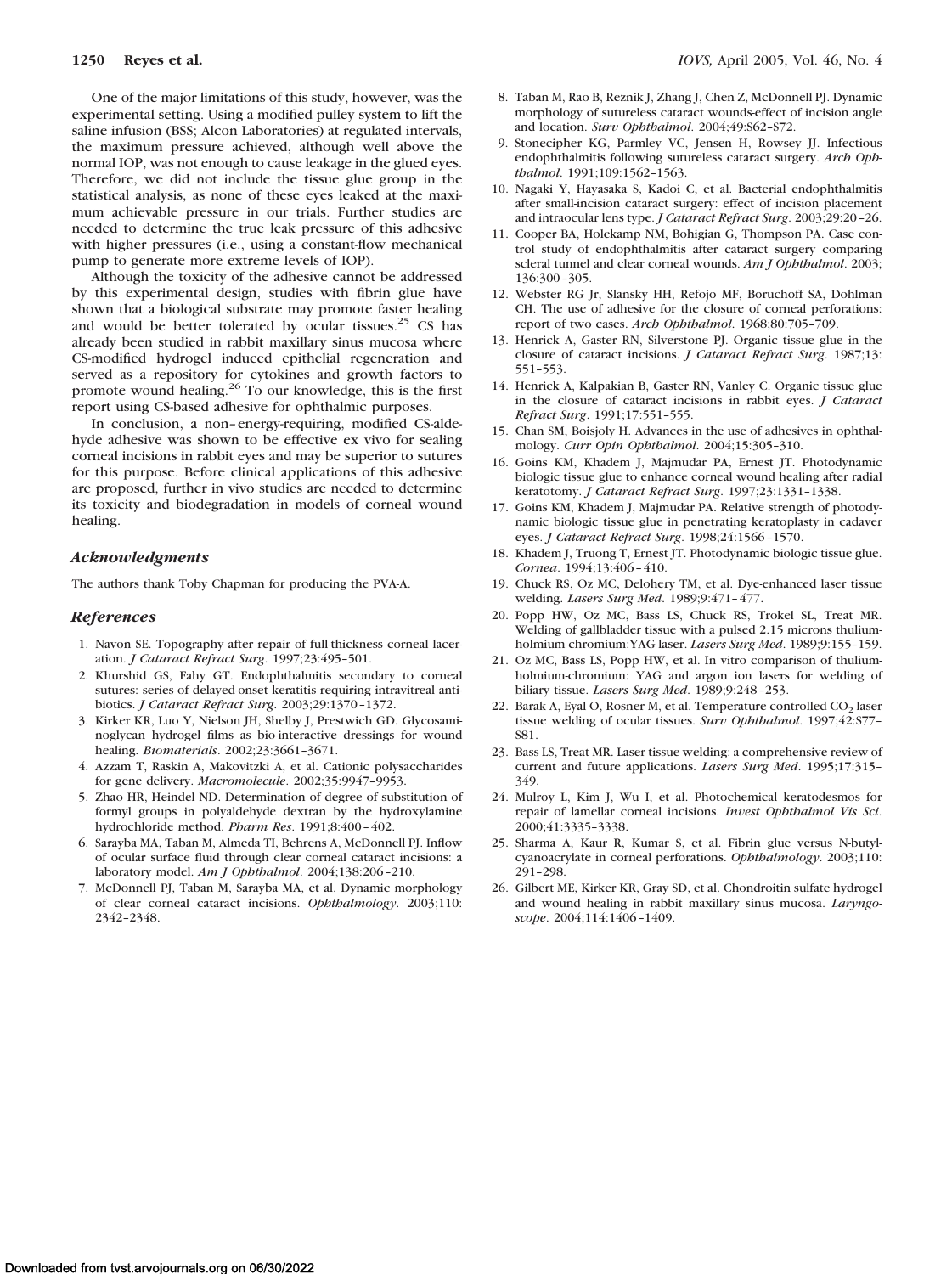One of the major limitations of this study, however, was the experimental setting. Using a modified pulley system to lift the saline infusion (BSS; Alcon Laboratories) at regulated intervals, the maximum pressure achieved, although well above the normal IOP, was not enough to cause leakage in the glued eyes. Therefore, we did not include the tissue glue group in the statistical analysis, as none of these eyes leaked at the maximum achievable pressure in our trials. Further studies are needed to determine the true leak pressure of this adhesive with higher pressures (i.e., using a constant-flow mechanical pump to generate more extreme levels of IOP).

Although the toxicity of the adhesive cannot be addressed by this experimental design, studies with fibrin glue have shown that a biological substrate may promote faster healing and would be better tolerated by ocular tissues.[25] CS has already been studied in rabbit maxillary sinus mucosa where CS-modified hydrogel induced epithelial regeneration and served as a repository for cytokines and growth factors to promote wound healing.[26] To our knowledge, this is the first report using CS-based adhesive for ophthalmic purposes.

In conclusion, a non–energy-requiring, modified CS-aldehyde adhesive was shown to be effective ex vivo for sealing corneal incisions in rabbit eyes and may be superior to sutures for this purpose. Before clinical applications of this adhesive are proposed, further in vivo studies are needed to determine its toxicity and biodegradation in models of corneal wound healing.

### *Acknowledgments*

The authors thank Toby Chapman for producing the PVA-A.

### *References*

1. Navon SE. Topography after repair of full-thickness corneal laceration. *J Cataract Refract Surg*. 1997;23:495–501.
2. Khurshid GS, Fahy GT. Endophthalmitis secondary to corneal sutures: series of delayed-onset keratitis requiring intravitreal antibiotics. *J Cataract Refract Surg*. 2003;29:1370–1372.
3. Kirker KR, Luo Y, Nielson JH, Shelby J, Prestwich GD. Glycosaminoglycan hydrogel films as bio-interactive dressings for wound healing. *Biomaterials*. 2002;23:3661–3671.
4. Azzam T, Raskin A, Makovitzki A, et al. Cationic polysaccharides for gene delivery. *Macromolecule*. 2002;35:9947–9953.
5. Zhao HR, Heindel ND. Determination of degree of substitution of formyl groups in polyaldehyde dextran by the hydroxylamine hydrochloride method. *Pharm Res*. 1991;8:400–402.
6. Sarayba MA, Taban M, Almeda TI, Behrens A, McDonnell PJ. Inflow of ocular surface fluid through clear corneal cataract incisions: a laboratory model. *Am J Ophthalmol*. 2004;138:206–210.
7. McDonnell PJ, Taban M, Sarayba MA, et al. Dynamic morphology of clear corneal cataract incisions. *Ophthalmology*. 2003;110:2342–2348.
8. Taban M, Rao B, Reznik J, Zhang J, Chen Z, McDonnell PJ. Dynamic morphology of sutureless cataract wounds-effect of incision angle and location. *Surv Ophthalmol*. 2004;49:S62–S72.
9. Stonecipher KG, Parmley VC, Jensen H, Rowsey JJ. Infectious endophthalmitis following sutureless cataract surgery. *Arch Ophthalmol*. 1991;109:1562–1563.
10. Nagaki Y, Hayasaka S, Kadoi C, et al. Bacterial endophthalmitis after small-incision cataract surgery: effect of incision placement and intraocular lens type. *J Cataract Refract Surg*. 2003;29:20–26.
11. Cooper BA, Holekamp NM, Bohigian G, Thompson PA. Case control study of endophthalmitis after cataract surgery comparing scleral tunnel and clear corneal wounds. *Am J Ophthalmol*. 2003;136:300–305.
12. Webster RG Jr, Slansky HH, Refojo MF, Boruchoff SA, Dohlman CH. The use of adhesive for the closure of corneal perforations: report of two cases. *Arch Ophthalmol*. 1968;80:705–709.
13. Henrick A, Gaster RN, Silverstone PJ. Organic tissue glue in the closure of cataract incisions. *J Cataract Refract Surg*. 1987;13:551–553.
14. Henrick A, Kalpakian B, Gaster RN, Vanley C. Organic tissue glue in the closure of cataract incisions in rabbit eyes. *J Cataract Refract Surg*. 1991;17:551–555.
15. Chan SM, Boisjoly H. Advances in the use of adhesives in ophthalmology. *Curr Opin Ophthalmol*. 2004;15:305–310.
16. Goins KM, Khadem J, Majmudar PA, Ernest JT. Photodynamic biologic tissue glue to enhance corneal wound healing after radial keratotomy. *J Cataract Refract Surg*. 1997;23:1331–1338.
17. Goins KM, Khadem J, Majmudar PA. Relative strength of photodynamic biologic tissue glue in penetrating keratoplasty in cadaver eyes. *J Cataract Refract Surg*. 1998;24:1566–1570.
18. Khadem J, Truong T, Ernest JT. Photodynamic biologic tissue glue. *Cornea*. 1994;13:406–410.
19. Chuck RS, Oz MC, Delohery TM, et al. Dye-enhanced laser tissue welding. *Lasers Surg Med*. 1989;9:471–477.
20. Popp HW, Oz MC, Bass LS, Chuck RS, Trokel SL, Treat MR. Welding of gallbladder tissue with a pulsed 2.15 microns thulium-holmium chromium:YAG laser. *Lasers Surg Med*. 1989;9:155–159.
21. Oz MC, Bass LS, Popp HW, et al. In vitro comparison of thulium-holmium-chromium: YAG and argon ion lasers for welding of biliary tissue. *Lasers Surg Med*. 1989;9:248–253.
22. Barak A, Eyal O, Rosner M, et al. Temperature controlled $CO_2$ laser tissue welding of ocular tissues. *Surv Ophthalmol*. 1997;42:S77–S81.
23. Bass LS, Treat MR. Laser tissue welding: a comprehensive review of current and future applications. *Lasers Surg Med*. 1995;17:315–349.
24. Mulroy L, Kim J, Wu I, et al. Photochemical keratodesmos for repair of lamellar corneal incisions. *Invest Ophthalmol Vis Sci*. 2000;41:3335–3338.
25. Sharma A, Kaur R, Kumar S, et al. Fibrin glue versus N-butyl-cyanoacrylate in corneal perforations. *Ophthalmology*. 2003;110:291–298.
26. Gilbert ME, Kirker KR, Gray SD, et al. Chondroitin sulfate hydrogel and wound healing in rabbit maxillary sinus mucosa. *Laryngoscope*. 2004;114:1406–1409.

Downloaded from tvst.arvojournals.org on 06/30/2022